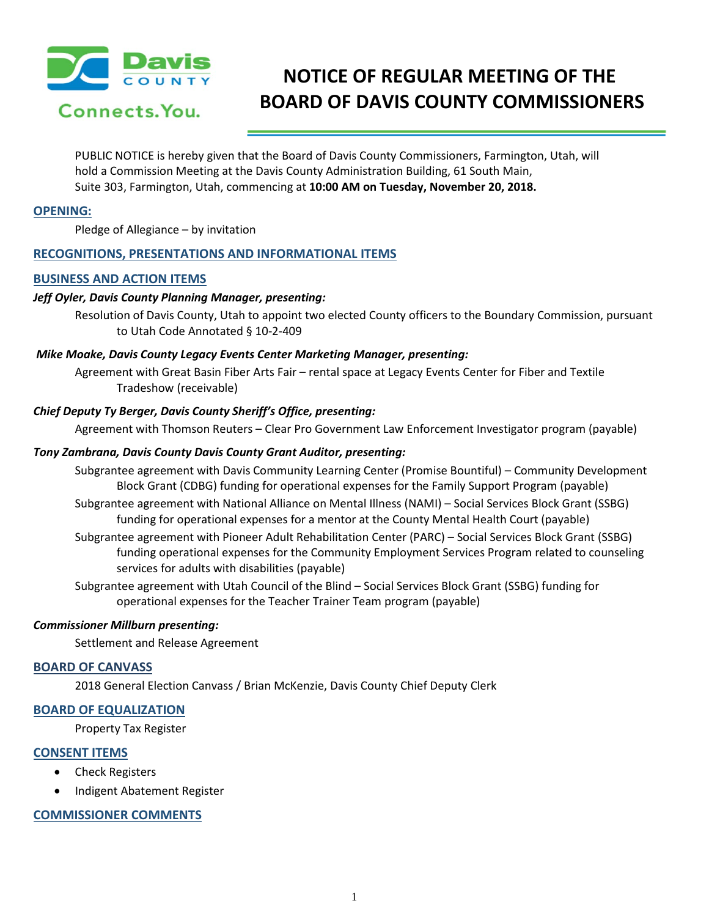Davis COUNTY

Connects.You.

# NOTICE OF REGULAR MEETING OF THE BOARD OF DAVIS COUNTY COMMISSIONERS

PUBLIC NOTICE is hereby given that the Board of Davis County Commissioners, Farmington, Utah, will hold a Commission Meeting at the Davis County Administration Building, 61 South Main, Suite 303, Farmington, Utah, commencing at **10:00 AM on Tuesday, November 20, 2018.**

## OPENING:

Pledge of Allegiance – by invitation

## RECOGNITIONS, PRESENTATIONS AND INFORMATIONAL ITEMS

## BUSINESS AND ACTION ITEMS

***Jeff Oyler, Davis County Planning Manager, presenting:***

Resolution of Davis County, Utah to appoint two elected County officers to the Boundary Commission, pursuant to Utah Code Annotated § 10-2-409

***Mike Moake, Davis County Legacy Events Center Marketing Manager, presenting:***

Agreement with Great Basin Fiber Arts Fair – rental space at Legacy Events Center for Fiber and Textile Tradeshow (receivable)

***Chief Deputy Ty Berger, Davis County Sheriff's Office, presenting:***

Agreement with Thomson Reuters – Clear Pro Government Law Enforcement Investigator program (payable)

***Tony Zambrana, Davis County Davis County Grant Auditor, presenting:***

Subgrantee agreement with Davis Community Learning Center (Promise Bountiful) – Community Development Block Grant (CDBG) funding for operational expenses for the Family Support Program (payable)

Subgrantee agreement with National Alliance on Mental Illness (NAMI) – Social Services Block Grant (SSBG) funding for operational expenses for a mentor at the County Mental Health Court (payable)

Subgrantee agreement with Pioneer Adult Rehabilitation Center (PARC) – Social Services Block Grant (SSBG) funding operational expenses for the Community Employment Services Program related to counseling services for adults with disabilities (payable)

Subgrantee agreement with Utah Council of the Blind – Social Services Block Grant (SSBG) funding for operational expenses for the Teacher Trainer Team program (payable)

***Commissioner Millburn presenting:***

Settlement and Release Agreement

## BOARD OF CANVASS

2018 General Election Canvass / Brian McKenzie, Davis County Chief Deputy Clerk

## BOARD OF EQUALIZATION

Property Tax Register

## CONSENT ITEMS

- Check Registers
- Indigent Abatement Register

## COMMISSIONER COMMENTS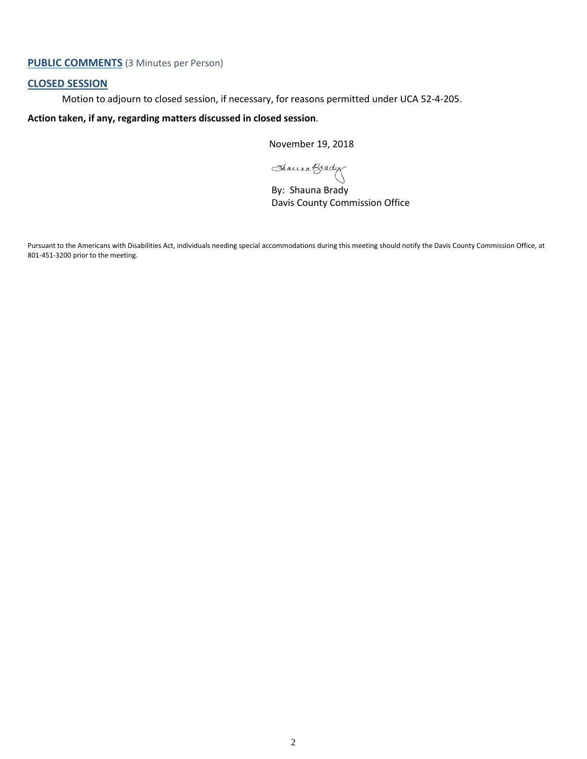## PUBLIC COMMENTS (3 Minutes per Person)

## CLOSED SESSION

Motion to adjourn to closed session, if necessary, for reasons permitted under UCA 52-4-205.

**Action taken, if any, regarding matters discussed in closed session**.

November 19, 2018

Shauna Brady

By: Shauna Brady
Davis County Commission Office

Pursuant to the Americans with Disabilities Act, individuals needing special accommodations during this meeting should notify the Davis County Commission Office, at 801-451-3200 prior to the meeting.